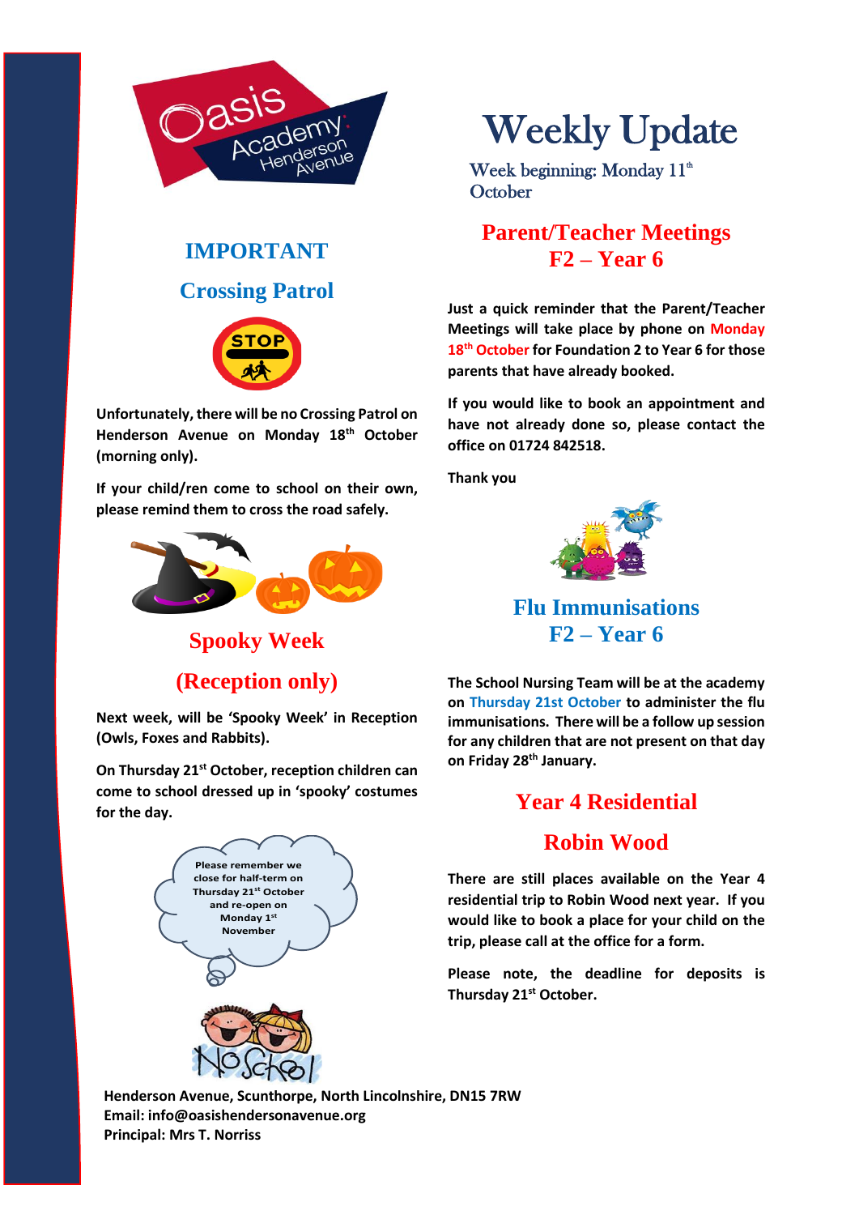# Weekly Update

Week beginning: Monday 11th October

## IMPORTANT

## Crossing Patrol

**Unfortunately, there will be no Crossing Patrol on Henderson Avenue on Monday 18th October (morning only).**

**If your child/ren come to school on their own, please remind them to cross the road safely.**

## Spooky Week

## (Reception only)

**Next week, will be 'Spooky Week' in Reception (Owls, Foxes and Rabbits).**

**On Thursday 21st October, reception children can come to school dressed up in 'spooky' costumes for the day.**

**Please remember we close for half-term on Thursday 21st October and re-open on Monday 1st November**

## Parent/Teacher Meetings F2 – Year 6

**Just a quick reminder that the Parent/Teacher Meetings will take place by phone on Monday 18th October for Foundation 2 to Year 6 for those parents that have already booked.**

**If you would like to book an appointment and have not already done so, please contact the office on 01724 842518.**

**Thank you**

## Flu Immunisations F2 – Year 6

**The School Nursing Team will be at the academy on Thursday 21st October to administer the flu immunisations. There will be a follow up session for any children that are not present on that day on Friday 28th January.**

## Year 4 Residential

## Robin Wood

**There are still places available on the Year 4 residential trip to Robin Wood next year. If you would like to book a place for your child on the trip, please call at the office for a form.**

**Please note, the deadline for deposits is Thursday 21st October.**

**Henderson Avenue, Scunthorpe, North Lincolnshire, DN15 7RW**
**Email: info@oasishendersonavenue.org**
**Principal: Mrs T. Norriss**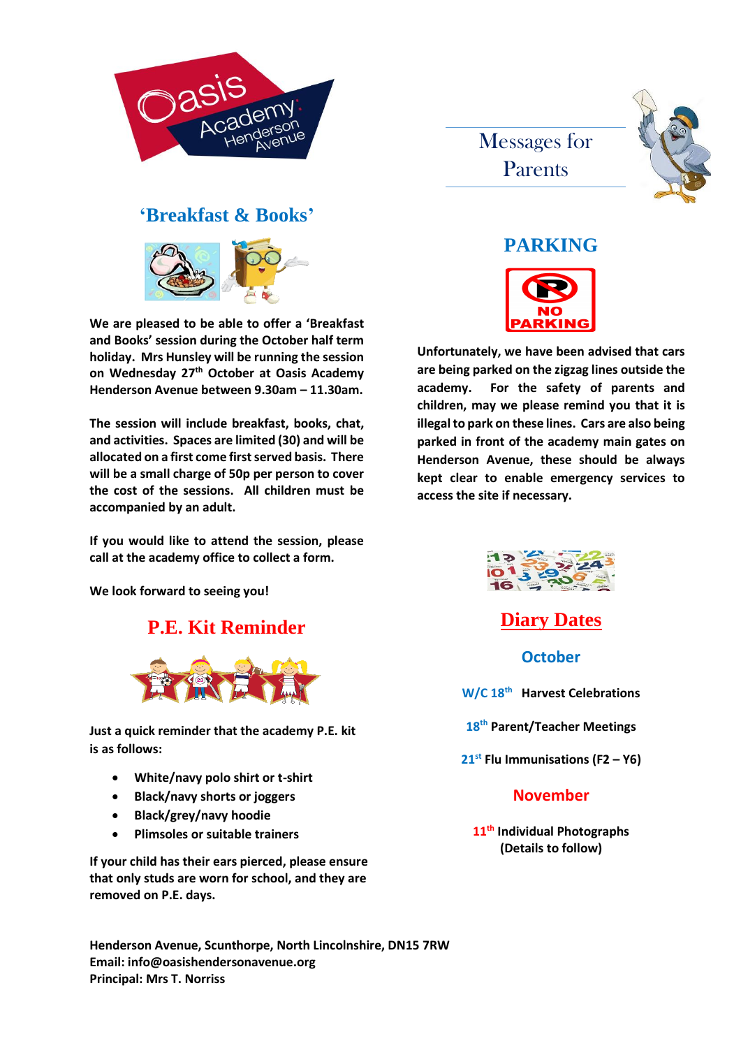Messages for Parents

## 'Breakfast & Books'

**We are pleased to be able to offer a 'Breakfast and Books' session during the October half term holiday. Mrs Hunsley will be running the session on Wednesday 27th October at Oasis Academy Henderson Avenue between 9.30am – 11.30am.**

**The session will include breakfast, books, chat, and activities. Spaces are limited (30) and will be allocated on a first come first served basis. There will be a small charge of 50p per person to cover the cost of the sessions. All children must be accompanied by an adult.**

**If you would like to attend the session, please call at the academy office to collect a form.**

**We look forward to seeing you!**

## P.E. Kit Reminder

**Just a quick reminder that the academy P.E. kit is as follows:**

- **White/navy polo shirt or t-shirt**
- **Black/navy shorts or joggers**
- **Black/grey/navy hoodie**
- **Plimsoles or suitable trainers**

**If your child has their ears pierced, please ensure that only studs are worn for school, and they are removed on P.E. days.**

## PARKING

**Unfortunately, we have been advised that cars are being parked on the zigzag lines outside the academy. For the safety of parents and children, may we please remind you that it is illegal to park on these lines. Cars are also being parked in front of the academy main gates on Henderson Avenue, these should be always kept clear to enable emergency services to access the site if necessary.**

## Diary Dates

### October

**W/C 18th Harvest Celebrations**

**18th Parent/Teacher Meetings**

**21st Flu Immunisations (F2 – Y6)**

### November

**11th Individual Photographs (Details to follow)**

**Henderson Avenue, Scunthorpe, North Lincolnshire, DN15 7RW**
**Email: info@oasishendersonavenue.org**
**Principal: Mrs T. Norriss**